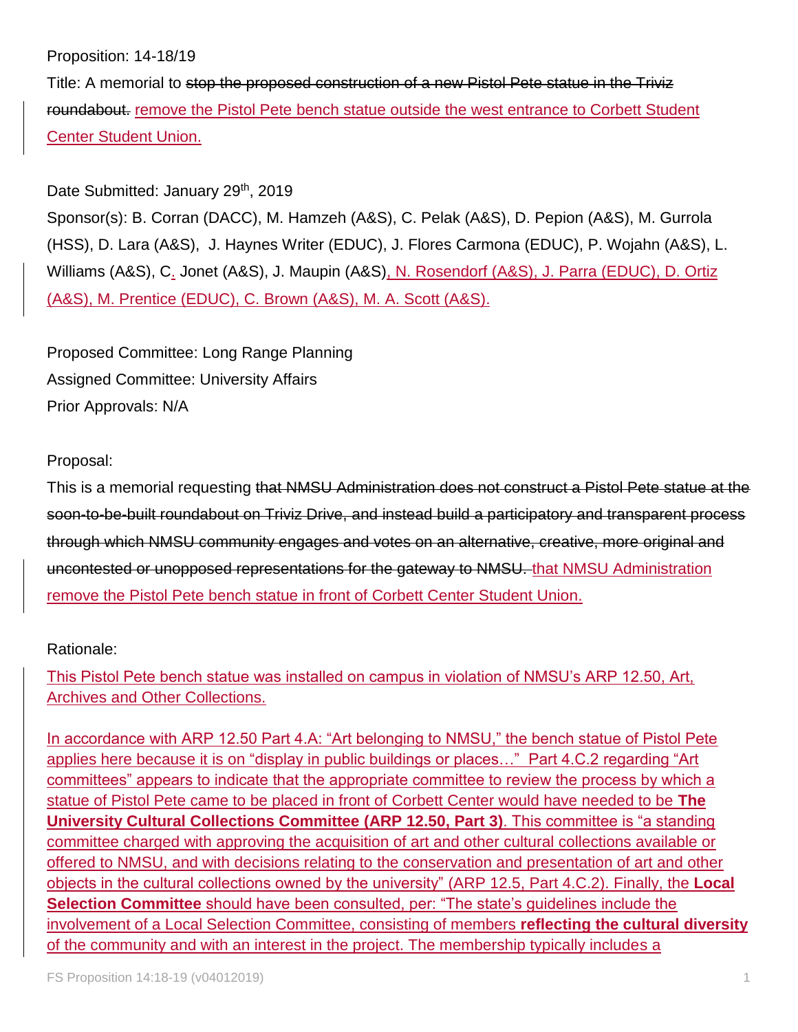Proposition: 14-18/19

Title: A memorial to ~~stop the proposed construction of a new Pistol Pete statue in the Triviz roundabout.~~ remove the Pistol Pete bench statue outside the west entrance to Corbett Student Center Student Union.

Date Submitted: January 29th, 2019

Sponsor(s): B. Corran (DACC), M. Hamzeh (A&S), C. Pelak (A&S), D. Pepion (A&S), M. Gurrola (HSS), D. Lara (A&S), J. Haynes Writer (EDUC), J. Flores Carmona (EDUC), P. Wojahn (A&S), L. Williams (A&S), C. Jonet (A&S), J. Maupin (A&S), N. Rosendorf (A&S), J. Parra (EDUC), D. Ortiz (A&S), M. Prentice (EDUC), C. Brown (A&S), M. A. Scott (A&S).

Proposed Committee: Long Range Planning

Assigned Committee: University Affairs

Prior Approvals: N/A

Proposal:

This is a memorial requesting ~~that NMSU Administration does not construct a Pistol Pete statue at the soon-to-be-built roundabout on Triviz Drive, and instead build a participatory and transparent process through which NMSU community engages and votes on an alternative, creative, more original and uncontested or unopposed representations for the gateway to NMSU.~~ that NMSU Administration remove the Pistol Pete bench statue in front of Corbett Center Student Union.

Rationale:

This Pistol Pete bench statue was installed on campus in violation of NMSU's ARP 12.50, Art, Archives and Other Collections.

In accordance with ARP 12.50 Part 4.A: "Art belonging to NMSU," the bench statue of Pistol Pete applies here because it is on "display in public buildings or places…" Part 4.C.2 regarding "Art committees" appears to indicate that the appropriate committee to review the process by which a statue of Pistol Pete came to be placed in front of Corbett Center would have needed to be **The University Cultural Collections Committee (ARP 12.50, Part 3)**. This committee is "a standing committee charged with approving the acquisition of art and other cultural collections available or offered to NMSU, and with decisions relating to the conservation and presentation of art and other objects in the cultural collections owned by the university" (ARP 12.5, Part 4.C.2). Finally, the **Local Selection Committee** should have been consulted, per: "The state's guidelines include the involvement of a Local Selection Committee, consisting of members **reflecting the cultural diversity** of the community and with an interest in the project. The membership typically includes a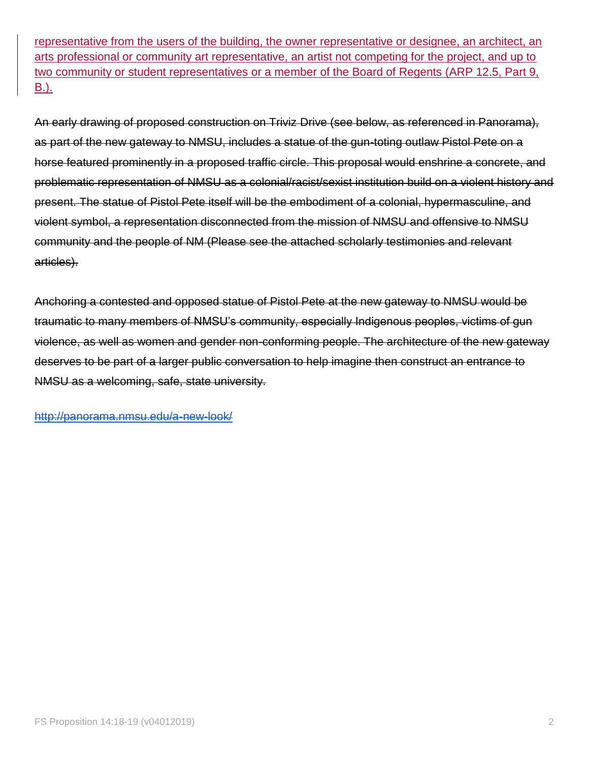<u>representative from the users of the building, the owner representative or designee, an architect, an arts professional or community art representative, an artist not competing for the project, and up to two community or student representatives or a member of the Board of Regents (ARP 12.5, Part 9, B.).</u>

~~An early drawing of proposed construction on Triviz Drive (see below, as referenced in Panorama), as part of the new gateway to NMSU, includes a statue of the gun-toting outlaw Pistol Pete on a horse featured prominently in a proposed traffic circle. This proposal would enshrine a concrete, and problematic representation of NMSU as a colonial/racist/sexist institution build on a violent history and present. The statue of Pistol Pete itself will be the embodiment of a colonial, hypermasculine, and violent symbol, a representation disconnected from the mission of NMSU and offensive to NMSU community and the people of NM (Please see the attached scholarly testimonies and relevant articles).~~

~~Anchoring a contested and opposed statue of Pistol Pete at the new gateway to NMSU would be traumatic to many members of NMSU's community, especially Indigenous peoples, victims of gun violence, as well as women and gender non-conforming people. The architecture of the new gateway deserves to be part of a larger public conversation to help imagine then construct an entrance to NMSU as a welcoming, safe, state university.~~

~~http://panorama.nmsu.edu/a-new-look/~~